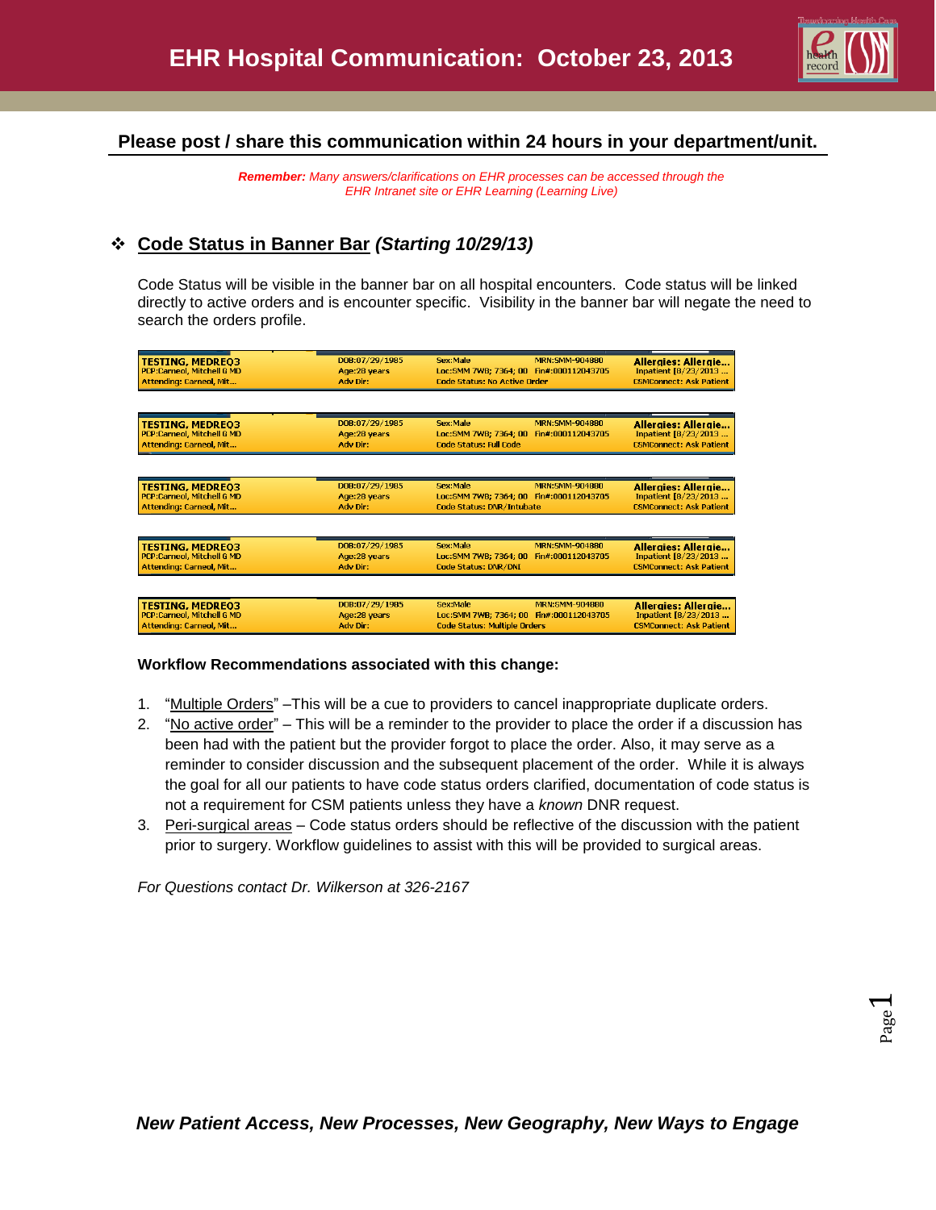# EHR Hospital Communication: October 23, 2013

**Please post / share this communication within 24 hours in your department/unit.**

***Remember:*** *Many answers/clarifications on EHR processes can be accessed through the EHR Intranet site or EHR Learning (Learning Live)*

## ❖ Code Status in Banner Bar *(Starting 10/29/13)*

Code Status will be visible in the banner bar on all hospital encounters. Code status will be linked directly to active orders and is encounter specific. Visibility in the banner bar will negate the need to search the orders profile.

| TESTING, MEDREQ3 | DOB:07/29/1985 | Sex:Male | MRN:SMM-904880 | Allergies: Allergie... |
|---|---|---|---|---|
| PCP:Carneol, Mitchell G MD | Age:28 years | Loc:SMM 7WB; 7364; 00 | Fin#:000112043705 | Inpatient [8/23/2013 ... |
| Attending: Carneol, Mit... | Adv Dir: | Code Status: No Active Order | | CSMConnect: Ask Patient |

| TESTING, MEDREQ3 | DOB:07/29/1985 | Sex:Male | MRN:SMM-904880 | Allergies: Allergie... |
|---|---|---|---|---|
| PCP:Carneol, Mitchell G MD | Age:28 years | Loc:SMM 7WB; 7364; 00 | Fin#:000112043705 | Inpatient [8/23/2013 ... |
| Attending: Carneol, Mit... | Adv Dir: | Code Status: Full Code | | CSMConnect: Ask Patient |

| TESTING, MEDREQ3 | DOB:07/29/1985 | Sex:Male | MRN:SMM-904880 | Allergies: Allergie... |
|---|---|---|---|---|
| PCP:Carneol, Mitchell G MD | Age:28 years | Loc:SMM 7WB; 7364; 00 | Fin#:000112043705 | Inpatient [8/23/2013 ... |
| Attending: Carneol, Mit... | Adv Dir: | Code Status: DNR/Intubate | | CSMConnect: Ask Patient |

| TESTING, MEDREQ3 | DOB:07/29/1985 | Sex:Male | MRN:SMM-904880 | Allergies: Allergie... |
|---|---|---|---|---|
| PCP:Carneol, Mitchell G MD | Age:28 years | Loc:SMM 7WB; 7364; 00 | Fin#:000112043705 | Inpatient [8/23/2013 ... |
| Attending: Carneol, Mit... | Adv Dir: | Code Status: DNR/DNI | | CSMConnect: Ask Patient |

| TESTING, MEDREQ3 | DOB:07/29/1985 | Sex:Male | MRN:SMM-904880 | Allergies: Allergie... |
|---|---|---|---|---|
| PCP:Carneol, Mitchell G MD | Age:28 years | Loc:SMM 7WB; 7364; 00 | Fin#:000112043705 | Inpatient [8/23/2013 ... |
| Attending: Carneol, Mit... | Adv Dir: | Code Status: Multiple Orders | | CSMConnect: Ask Patient |

**Workflow Recommendations associated with this change:**

1. "Multiple Orders" –This will be a cue to providers to cancel inappropriate duplicate orders.
2. "No active order" – This will be a reminder to the provider to place the order if a discussion has been had with the patient but the provider forgot to place the order. Also, it may serve as a reminder to consider discussion and the subsequent placement of the order. While it is always the goal for all our patients to have code status orders clarified, documentation of code status is not a requirement for CSM patients unless they have a *known* DNR request.
3. Peri-surgical areas – Code status orders should be reflective of the discussion with the patient prior to surgery. Workflow guidelines to assist with this will be provided to surgical areas.

*For Questions contact Dr. Wilkerson at 326-2167*

***New Patient Access, New Processes, New Geography, New Ways to Engage***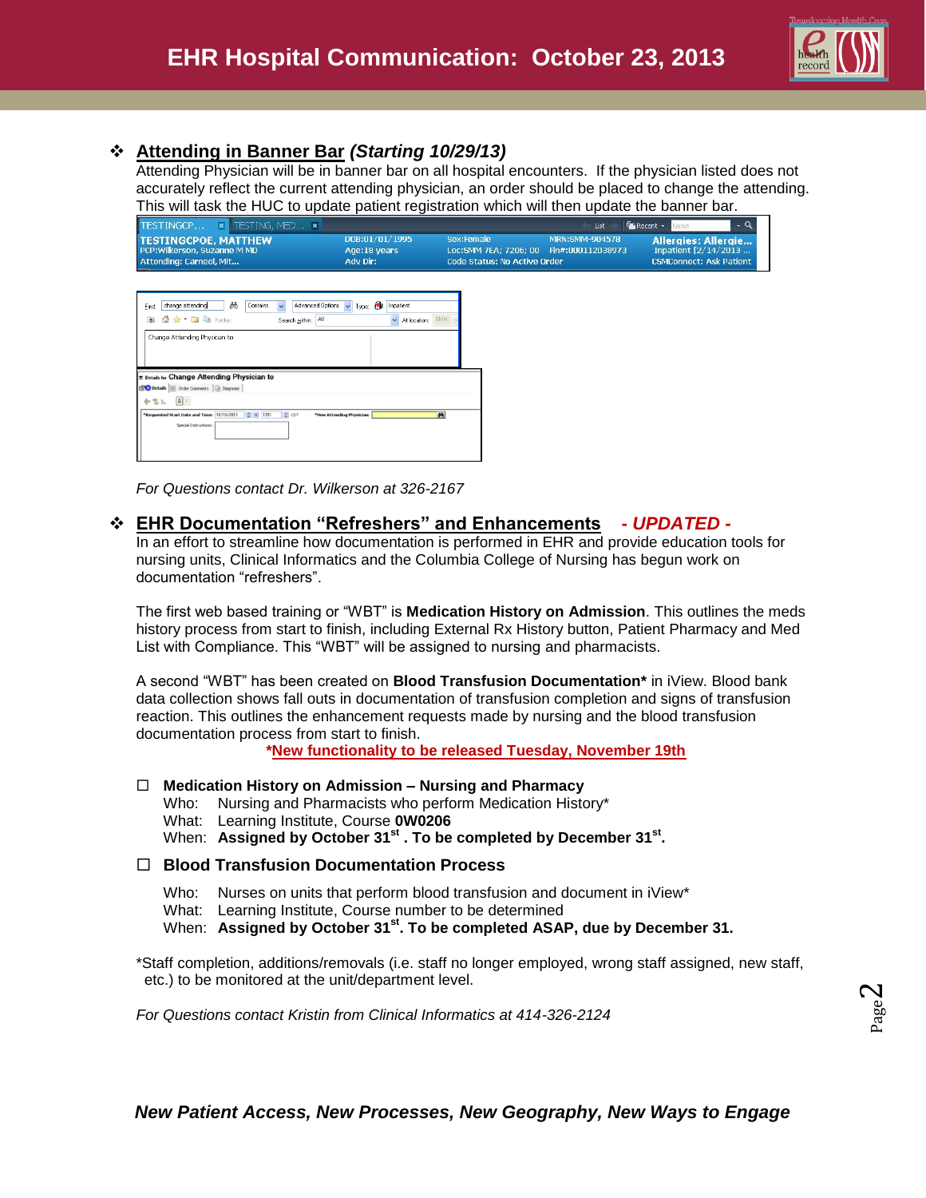## ❖ **Attending in Banner Bar** *(Starting 10/29/13)*

Attending Physician will be in banner bar on all hospital encounters. If the physician listed does not accurately reflect the current attending physician, an order should be placed to change the attending. This will task the HUC to update patient registration which will then update the banner bar.

*For Questions contact Dr. Wilkerson at 326-2167*

## ❖ **EHR Documentation "Refreshers" and Enhancements** *- UPDATED -*

In an effort to streamline how documentation is performed in EHR and provide education tools for nursing units, Clinical Informatics and the Columbia College of Nursing has begun work on documentation "refreshers".

The first web based training or "WBT" is **Medication History on Admission**. This outlines the meds history process from start to finish, including External Rx History button, Patient Pharmacy and Med List with Compliance. This "WBT" will be assigned to nursing and pharmacists.

A second "WBT" has been created on **Blood Transfusion Documentation*** in iView. Blood bank data collection shows fall outs in documentation of transfusion completion and signs of transfusion reaction. This outlines the enhancement requests made by nursing and the blood transfusion documentation process from start to finish.

**\*New functionality to be released Tuesday, November 19th**

☐ **Medication History on Admission – Nursing and Pharmacy**

Who: Nursing and Pharmacists who perform Medication History*
What: Learning Institute, Course **0W0206**
When: **Assigned by October 31st . To be completed by December 31st.**

☐ **Blood Transfusion Documentation Process**

Who: Nurses on units that perform blood transfusion and document in iView*
What: Learning Institute, Course number to be determined
When: **Assigned by October 31st. To be completed ASAP, due by December 31.**

*Staff completion, additions/removals (i.e. staff no longer employed, wrong staff assigned, new staff, etc.) to be monitored at the unit/department level.

*For Questions contact Kristin from Clinical Informatics at 414-326-2124*

***New Patient Access, New Processes, New Geography, New Ways to Engage***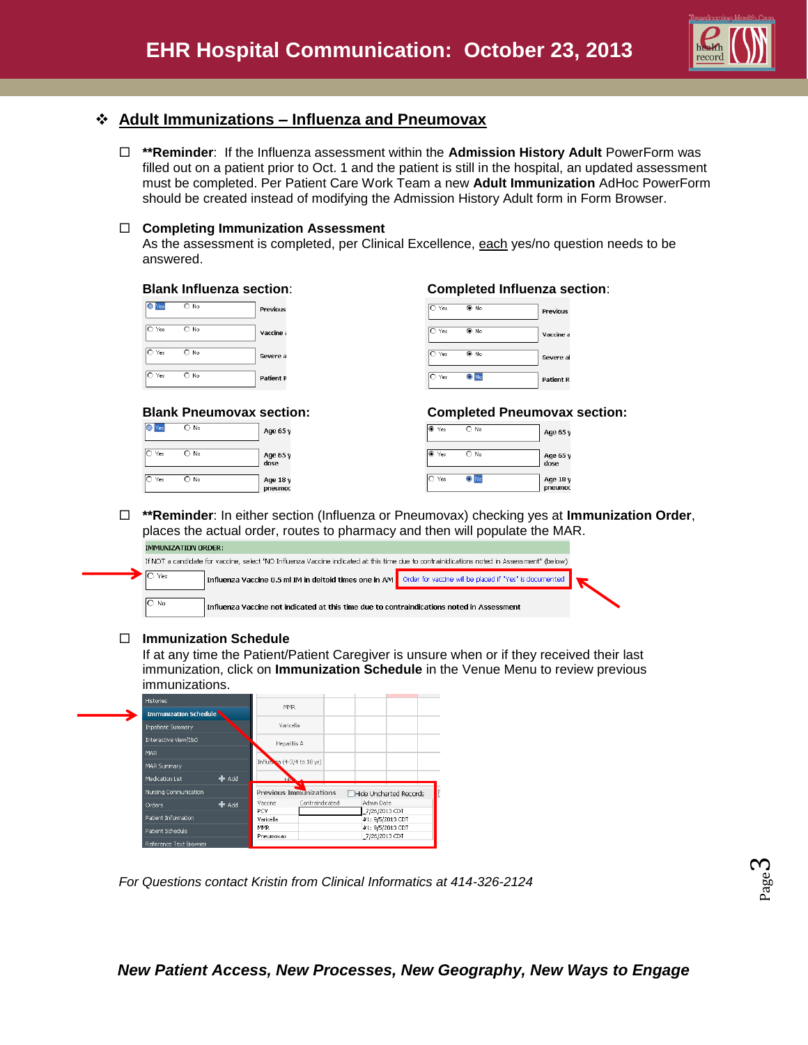## ❖ Adult Immunizations – Influenza and Pneumovax

- ☐ **\*\*Reminder**: If the Influenza assessment within the **Admission History Adult** PowerForm was filled out on a patient prior to Oct. 1 and the patient is still in the hospital, an updated assessment must be completed. Per Patient Care Work Team a new **Adult Immunization** AdHoc PowerForm should be created instead of modifying the Admission History Adult form in Form Browser.

- ☐ **Completing Immunization Assessment**
  As the assessment is completed, per Clinical Excellence, each yes/no question needs to be answered.

**Blank Influenza section**:

**Completed Influenza section**:

**Blank Pneumovax section:**

**Completed Pneumovax section:**

- ☐ **\*\*Reminder**: In either section (Influenza or Pneumovax) checking yes at **Immunization Order**, places the actual order, routes to pharmacy and then will populate the MAR.

- ☐ **Immunization Schedule**
  If at any time the Patient/Patient Caregiver is unsure when or if they received their last immunization, click on **Immunization Schedule** in the Venue Menu to review previous immunizations.

*For Questions contact Kristin from Clinical Informatics at 414-326-2124*

***New Patient Access, New Processes, New Geography, New Ways to Engage***